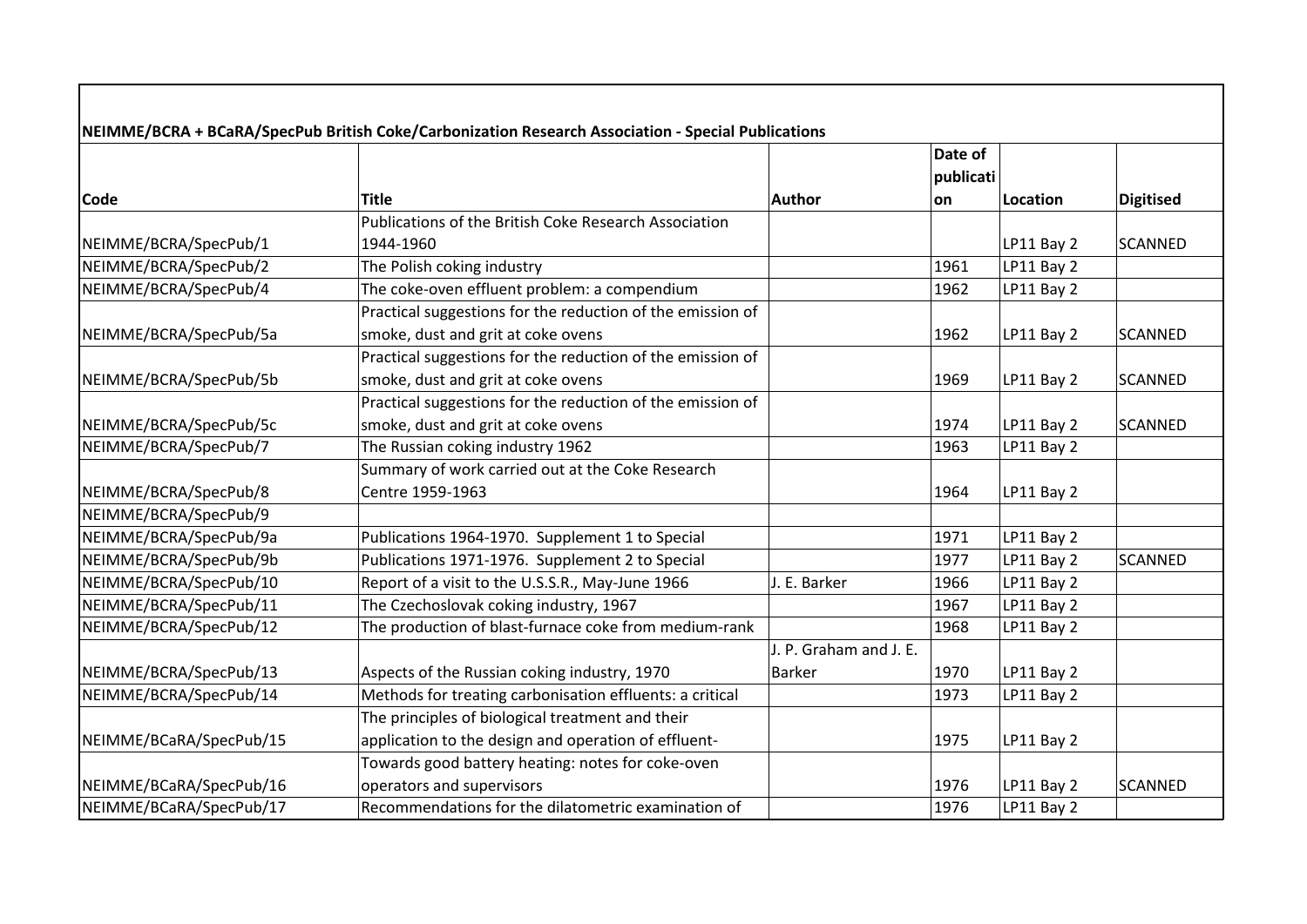**NEIMME/BCRA + BCaRA/SpecPub British Coke/Carbonization Research Association - Special Publications**

| Code | Title | Author | Date of publication | Location | Digitised |
|---|---|---|---|---|---|
| NEIMME/BCRA/SpecPub/1 | Publications of the British Coke Research Association 1944-1960 | | | LP11 Bay 2 | SCANNED |
| NEIMME/BCRA/SpecPub/2 | The Polish coking industry | | 1961 | LP11 Bay 2 | |
| NEIMME/BCRA/SpecPub/4 | The coke-oven effluent problem: a compendium | | 1962 | LP11 Bay 2 | |
| NEIMME/BCRA/SpecPub/5a | Practical suggestions for the reduction of the emission of smoke, dust and grit at coke ovens | | 1962 | LP11 Bay 2 | SCANNED |
| NEIMME/BCRA/SpecPub/5b | Practical suggestions for the reduction of the emission of smoke, dust and grit at coke ovens | | 1969 | LP11 Bay 2 | SCANNED |
| NEIMME/BCRA/SpecPub/5c | Practical suggestions for the reduction of the emission of smoke, dust and grit at coke ovens | | 1974 | LP11 Bay 2 | SCANNED |
| NEIMME/BCRA/SpecPub/7 | The Russian coking industry 1962 | | 1963 | LP11 Bay 2 | |
| NEIMME/BCRA/SpecPub/8 | Summary of work carried out at the Coke Research Centre 1959-1963 | | 1964 | LP11 Bay 2 | |
| NEIMME/BCRA/SpecPub/9 | | | | | |
| NEIMME/BCRA/SpecPub/9a | Publications 1964-1970. Supplement 1 to Special | | 1971 | LP11 Bay 2 | |
| NEIMME/BCRA/SpecPub/9b | Publications 1971-1976. Supplement 2 to Special | | 1977 | LP11 Bay 2 | SCANNED |
| NEIMME/BCRA/SpecPub/10 | Report of a visit to the U.S.S.R., May-June 1966 | J. E. Barker | 1966 | LP11 Bay 2 | |
| NEIMME/BCRA/SpecPub/11 | The Czechoslovak coking industry, 1967 | | 1967 | LP11 Bay 2 | |
| NEIMME/BCRA/SpecPub/12 | The production of blast-furnace coke from medium-rank | | 1968 | LP11 Bay 2 | |
| NEIMME/BCRA/SpecPub/13 | Aspects of the Russian coking industry, 1970 | J. P. Graham and J. E. Barker | 1970 | LP11 Bay 2 | |
| NEIMME/BCRA/SpecPub/14 | Methods for treating carbonisation effluents: a critical | | 1973 | LP11 Bay 2 | |
| NEIMME/BCaRA/SpecPub/15 | The principles of biological treatment and their application to the design and operation of effluent- | | 1975 | LP11 Bay 2 | |
| NEIMME/BCaRA/SpecPub/16 | Towards good battery heating: notes for coke-oven operators and supervisors | | 1976 | LP11 Bay 2 | SCANNED |
| NEIMME/BCaRA/SpecPub/17 | Recommendations for the dilatometric examination of | | 1976 | LP11 Bay 2 | |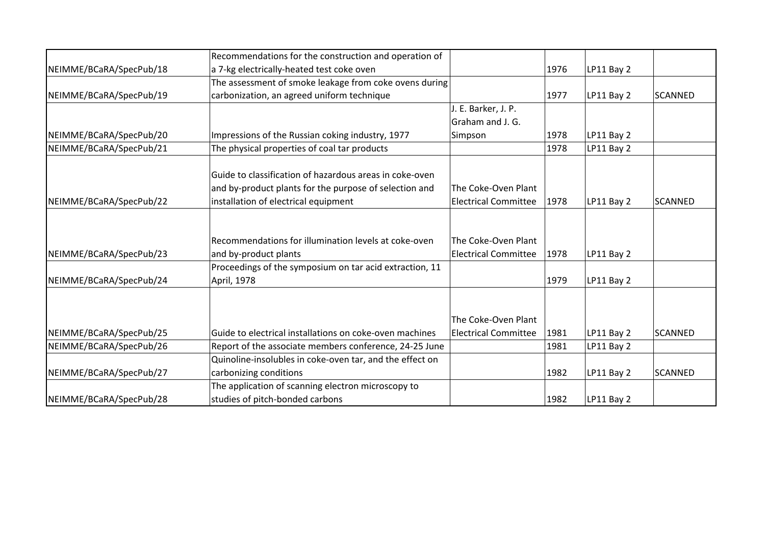| | | | | | |
|---|---|---|---|---|---|
| NEIMME/BCaRA/SpecPub/18 | Recommendations for the construction and operation of a 7-kg electrically-heated test coke oven | | 1976 | LP11 Bay 2 | |
| NEIMME/BCaRA/SpecPub/19 | The assessment of smoke leakage from coke ovens during carbonization, an agreed uniform technique | | 1977 | LP11 Bay 2 | SCANNED |
| NEIMME/BCaRA/SpecPub/20 | Impressions of the Russian coking industry, 1977 | J. E. Barker, J. P. Graham and J. G. Simpson | 1978 | LP11 Bay 2 | |
| NEIMME/BCaRA/SpecPub/21 | The physical properties of coal tar products | | 1978 | LP11 Bay 2 | |
| NEIMME/BCaRA/SpecPub/22 | Guide to classification of hazardous areas in coke-oven and by-product plants for the purpose of selection and installation of electrical equipment | The Coke-Oven Plant Electrical Committee | 1978 | LP11 Bay 2 | SCANNED |
| NEIMME/BCaRA/SpecPub/23 | Recommendations for illumination levels at coke-oven and by-product plants | The Coke-Oven Plant Electrical Committee | 1978 | LP11 Bay 2 | |
| NEIMME/BCaRA/SpecPub/24 | Proceedings of the symposium on tar acid extraction, 11 April, 1978 | | 1979 | LP11 Bay 2 | |
| NEIMME/BCaRA/SpecPub/25 | Guide to electrical installations on coke-oven machines | The Coke-Oven Plant Electrical Committee | 1981 | LP11 Bay 2 | SCANNED |
| NEIMME/BCaRA/SpecPub/26 | Report of the associate members conference, 24-25 June | | 1981 | LP11 Bay 2 | |
| NEIMME/BCaRA/SpecPub/27 | Quinoline-insolubles in coke-oven tar, and the effect on carbonizing conditions | | 1982 | LP11 Bay 2 | SCANNED |
| NEIMME/BCaRA/SpecPub/28 | The application of scanning electron microscopy to studies of pitch-bonded carbons | | 1982 | LP11 Bay 2 | |